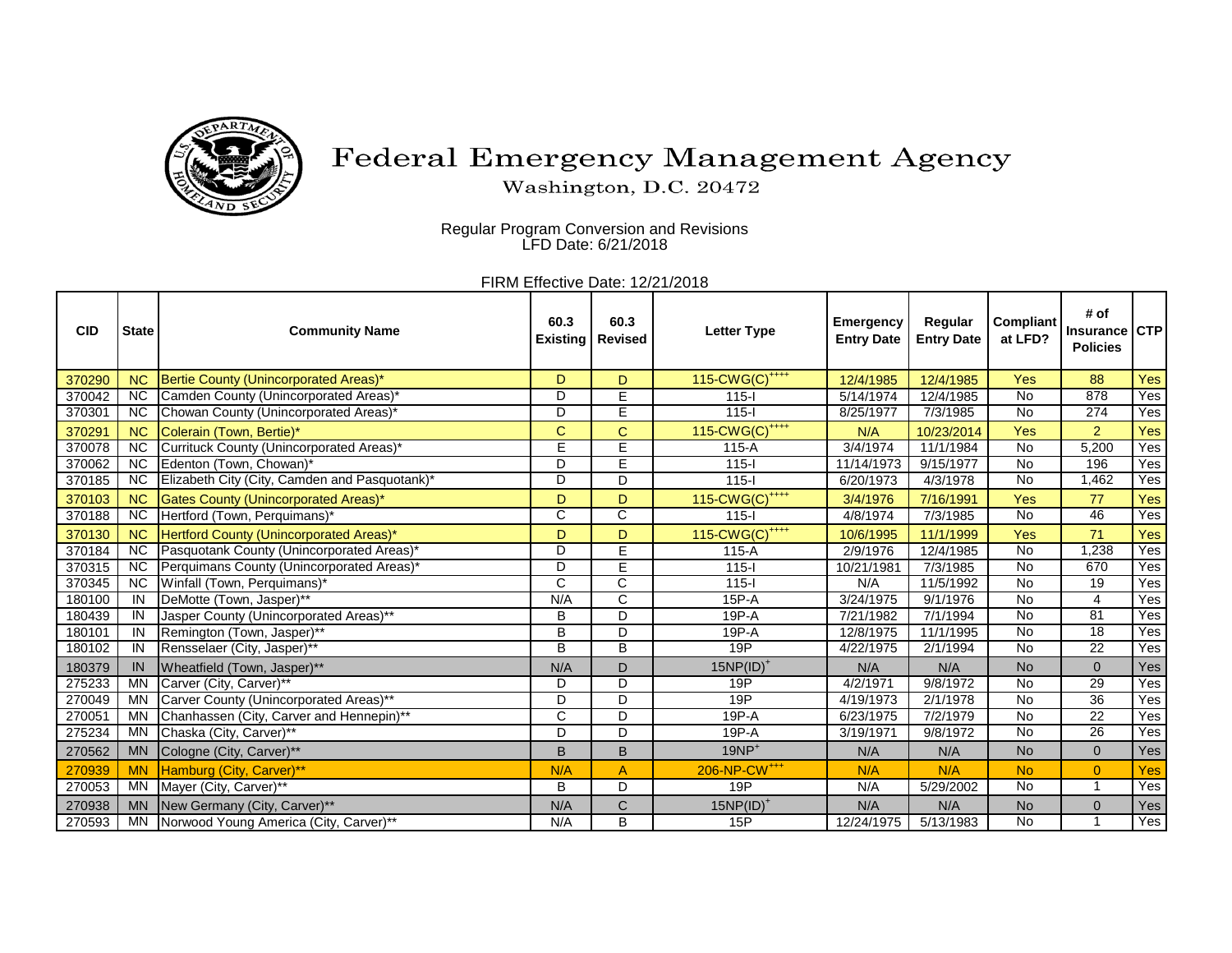# Federal Emergency Management Agency

Washington, D.C. 20472

Regular Program Conversion and Revisions
LFD Date: 6/21/2018

FIRM Effective Date: 12/21/2018

| CID | State | Community Name | 60.3 Existing | 60.3 Revised | Letter Type | Emergency Entry Date | Regular Entry Date | Compliant at LFD? | # of Insurance Policies | CTP |
|---|---|---|---|---|---|---|---|---|---|---|
| 370290 | NC | Bertie County (Unincorporated Areas)* | D | D | 115-CWG(C)++++ | 12/4/1985 | 12/4/1985 | Yes | 88 | Yes |
| 370042 | NC | Camden County (Unincorporated Areas)* | D | E | 115-I | 5/14/1974 | 12/4/1985 | No | 878 | Yes |
| 370301 | NC | Chowan County (Unincorporated Areas)* | D | E | 115-I | 8/25/1977 | 7/3/1985 | No | 274 | Yes |
| 370291 | NC | Colerain (Town, Bertie)* | C | C | 115-CWG(C)++++ | N/A | 10/23/2014 | Yes | 2 | Yes |
| 370078 | NC | Currituck County (Unincorporated Areas)* | E | E | 115-A | 3/4/1974 | 11/1/1984 | No | 5,200 | Yes |
| 370062 | NC | Edenton (Town, Chowan)* | D | E | 115-I | 11/14/1973 | 9/15/1977 | No | 196 | Yes |
| 370185 | NC | Elizabeth City (City, Camden and Pasquotank)* | D | D | 115-I | 6/20/1973 | 4/3/1978 | No | 1,462 | Yes |
| 370103 | NC | Gates County (Unincorporated Areas)* | D | D | 115-CWG(C)++++ | 3/4/1976 | 7/16/1991 | Yes | 77 | Yes |
| 370188 | NC | Hertford (Town, Perquimans)* | C | C | 115-I | 4/8/1974 | 7/3/1985 | No | 46 | Yes |
| 370130 | NC | Hertford County (Unincorporated Areas)* | D | D | 115-CWG(C)++++ | 10/6/1995 | 11/1/1999 | Yes | 71 | Yes |
| 370184 | NC | Pasquotank County (Unincorporated Areas)* | D | E | 115-A | 2/9/1976 | 12/4/1985 | No | 1,238 | Yes |
| 370315 | NC | Perquimans County (Unincorporated Areas)* | D | E | 115-I | 10/21/1981 | 7/3/1985 | No | 670 | Yes |
| 370345 | NC | Winfall (Town, Perquimans)* | C | C | 115-I | N/A | 11/5/1992 | No | 19 | Yes |
| 180100 | IN | DeMotte (Town, Jasper)** | N/A | C | 15P-A | 3/24/1975 | 9/1/1976 | No | 4 | Yes |
| 180439 | IN | Jasper County (Unincorporated Areas)** | B | D | 19P-A | 7/21/1982 | 7/1/1994 | No | 81 | Yes |
| 180101 | IN | Remington (Town, Jasper)** | B | D | 19P-A | 12/8/1975 | 11/1/1995 | No | 18 | Yes |
| 180102 | IN | Rensselaer (City, Jasper)** | B | B | 19P | 4/22/1975 | 2/1/1994 | No | 22 | Yes |
| 180379 | IN | Wheatfield (Town, Jasper)** | N/A | D | 15NP(ID)+ | N/A | N/A | No | 0 | Yes |
| 275233 | MN | Carver (City, Carver)** | D | D | 19P | 4/2/1971 | 9/8/1972 | No | 29 | Yes |
| 270049 | MN | Carver County (Unincorporated Areas)** | D | D | 19P | 4/19/1973 | 2/1/1978 | No | 36 | Yes |
| 270051 | MN | Chanhassen (City, Carver and Hennepin)** | C | D | 19P-A | 6/23/1975 | 7/2/1979 | No | 22 | Yes |
| 275234 | MN | Chaska (City, Carver)** | D | D | 19P-A | 3/19/1971 | 9/8/1972 | No | 26 | Yes |
| 270562 | MN | Cologne (City, Carver)** | B | B | 19NP+ | N/A | N/A | No | 0 | Yes |
| 270939 | MN | Hamburg (City, Carver)** | N/A | A | 206-NP-CW+++ | N/A | N/A | No | 0 | Yes |
| 270053 | MN | Mayer (City, Carver)** | B | D | 19P | N/A | 5/29/2002 | No | 1 | Yes |
| 270938 | MN | New Germany (City, Carver)** | N/A | C | 15NP(ID)+ | N/A | N/A | No | 0 | Yes |
| 270593 | MN | Norwood Young America (City, Carver)** | N/A | B | 15P | 12/24/1975 | 5/13/1983 | No | 1 | Yes |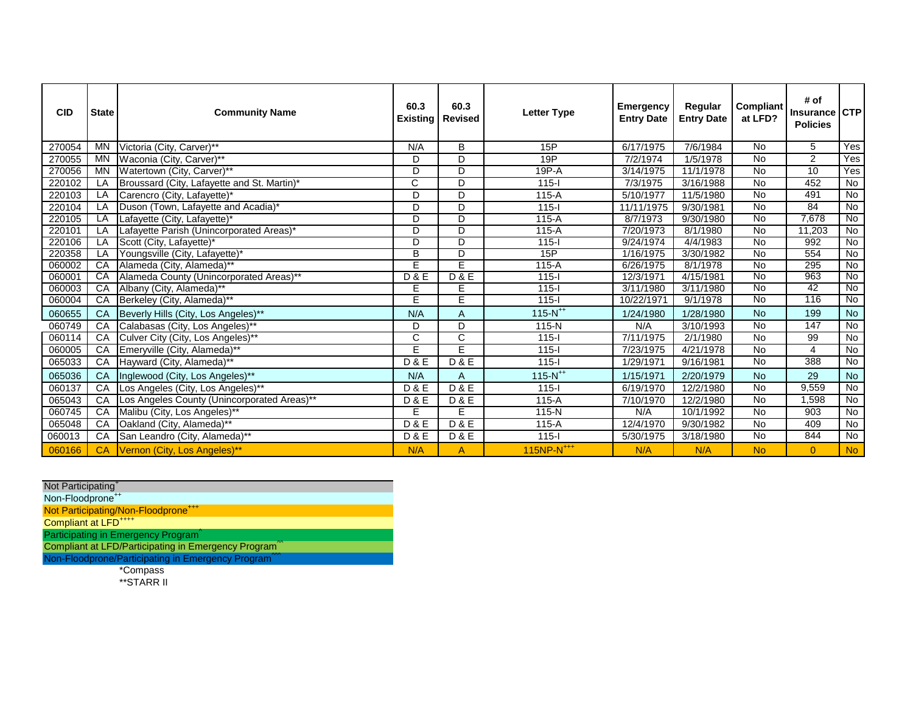| CID | State | Community Name | 60.3 Existing | 60.3 Revised | Letter Type | Emergency Entry Date | Regular Entry Date | Compliant at LFD? | # of Insurance Policies | CTP |
|---|---|---|---|---|---|---|---|---|---|---|
| 270054 | MN | Victoria (City, Carver)** | N/A | B | 15P | 6/17/1975 | 7/6/1984 | No | 5 | Yes |
| 270055 | MN | Waconia (City, Carver)** | D | D | 19P | 7/2/1974 | 1/5/1978 | No | 2 | Yes |
| 270056 | MN | Watertown (City, Carver)** | D | D | 19P-A | 3/14/1975 | 11/1/1978 | No | 10 | Yes |
| 220102 | LA | Broussard (City, Lafayette and St. Martin)* | C | D | 115-I | 7/3/1975 | 3/16/1988 | No | 452 | No |
| 220103 | LA | Carencro (City, Lafayette)* | D | D | 115-A | 5/10/1977 | 11/5/1980 | No | 491 | No |
| 220104 | LA | Duson (Town, Lafayette and Acadia)* | D | D | 115-I | 11/11/1975 | 9/30/1981 | No | 84 | No |
| 220105 | LA | Lafayette (City, Lafayette)* | D | D | 115-A | 8/7/1973 | 9/30/1980 | No | 7,678 | No |
| 220101 | LA | Lafayette Parish (Unincorporated Areas)* | D | D | 115-A | 7/20/1973 | 8/1/1980 | No | 11,203 | No |
| 220106 | LA | Scott (City, Lafayette)* | D | D | 115-I | 9/24/1974 | 4/4/1983 | No | 992 | No |
| 220358 | LA | Youngsville (City, Lafayette)* | B | D | 15P | 1/16/1975 | 3/30/1982 | No | 554 | No |
| 060002 | CA | Alameda (City, Alameda)** | E | E | 115-A | 6/26/1975 | 8/1/1978 | No | 295 | No |
| 060001 | CA | Alameda County (Unincorporated Areas)** | D & E | D & E | 115-I | 12/3/1971 | 4/15/1981 | No | 963 | No |
| 060003 | CA | Albany (City, Alameda)** | E | E | 115-I | 3/11/1980 | 3/11/1980 | No | 42 | No |
| 060004 | CA | Berkeley (City, Alameda)** | E | E | 115-I | 10/22/1971 | 9/1/1978 | No | 116 | No |
| 060655 | CA | Beverly Hills (City, Los Angeles)** | N/A | A | 115-N++ | 1/24/1980 | 1/28/1980 | No | 199 | No |
| 060749 | CA | Calabasas (City, Los Angeles)** | D | D | 115-N | N/A | 3/10/1993 | No | 147 | No |
| 060114 | CA | Culver City (City, Los Angeles)** | C | C | 115-I | 7/11/1975 | 2/1/1980 | No | 99 | No |
| 060005 | CA | Emeryville (City, Alameda)** | E | E | 115-I | 7/23/1975 | 4/21/1978 | No | 4 | No |
| 065033 | CA | Hayward (City, Alameda)** | D & E | D & E | 115-I | 1/29/1971 | 9/16/1981 | No | 388 | No |
| 065036 | CA | Inglewood (City, Los Angeles)** | N/A | A | 115-N++ | 1/15/1971 | 2/20/1979 | No | 29 | No |
| 060137 | CA | Los Angeles (City, Los Angeles)** | D & E | D & E | 115-I | 6/19/1970 | 12/2/1980 | No | 9,559 | No |
| 065043 | CA | Los Angeles County (Unincorporated Areas)** | D & E | D & E | 115-A | 7/10/1970 | 12/2/1980 | No | 1,598 | No |
| 060745 | CA | Malibu (City, Los Angeles)** | E | E | 115-N | N/A | 10/1/1992 | No | 903 | No |
| 065048 | CA | Oakland (City, Alameda)** | D & E | D & E | 115-A | 12/4/1970 | 9/30/1982 | No | 409 | No |
| 060013 | CA | San Leandro (City, Alameda)** | D & E | D & E | 115-I | 5/30/1975 | 3/18/1980 | No | 844 | No |
| 060166 | CA | Vernon (City, Los Angeles)** | N/A | A | 115NP-N+++ | N/A | N/A | No | 0 | No |

Not Participating+

Non-Floodprone++

Not Participating/Non-Floodprone+++

Compliant at LFD++++

Participating in Emergency Program^

Compliant at LFD/Participating in Emergency Program^^

Non-Floodprone/Participating in Emergency Program^^^

*Compass

**STARR II